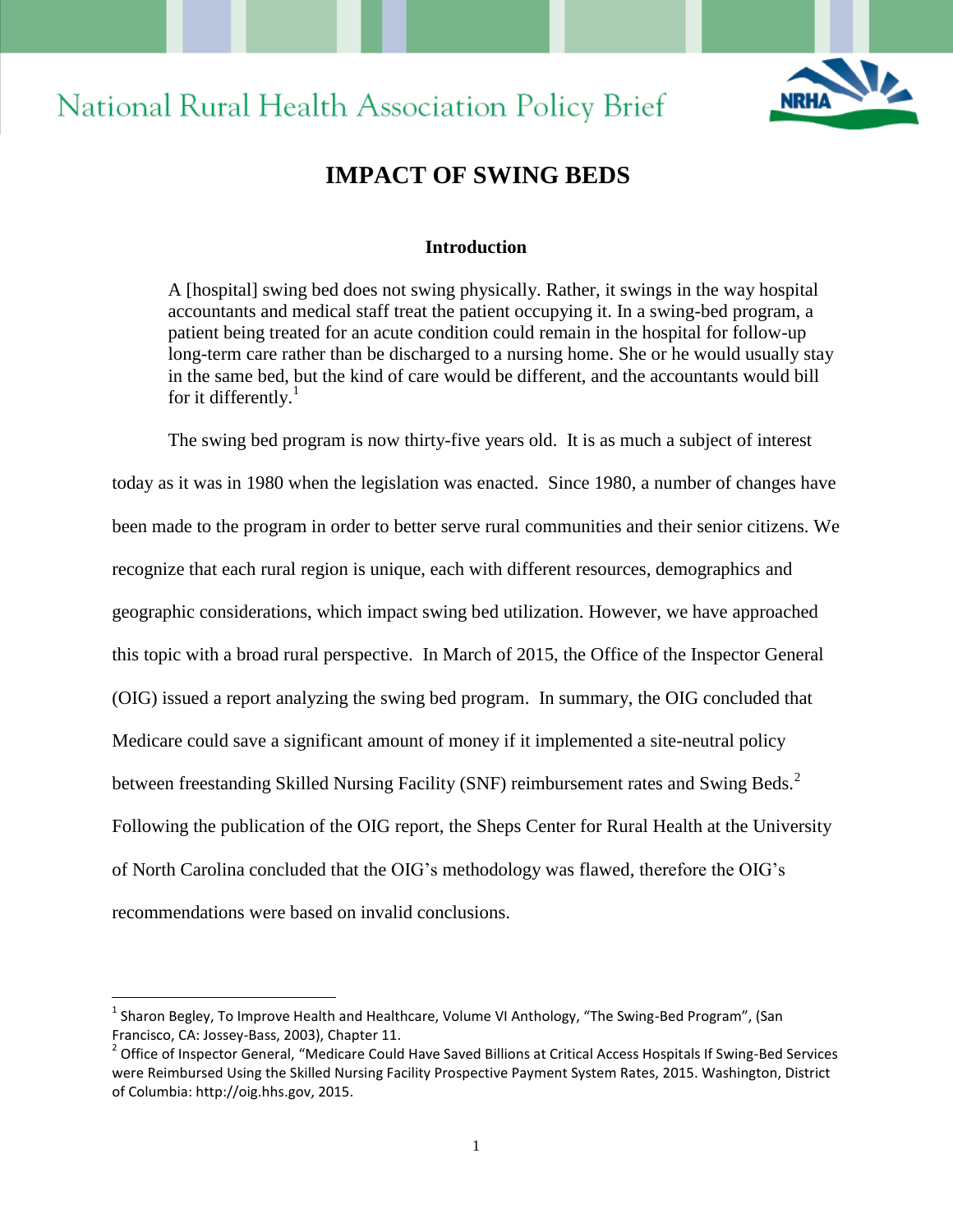National Rural Health Association Policy Brief

# IMPACT OF SWING BEDS

## Introduction

> A [hospital] swing bed does not swing physically. Rather, it swings in the way hospital accountants and medical staff treat the patient occupying it. In a swing-bed program, a patient being treated for an acute condition could remain in the hospital for follow-up long-term care rather than be discharged to a nursing home. She or he would usually stay in the same bed, but the kind of care would be different, and the accountants would bill for it differently.[1]

The swing bed program is now thirty-five years old. It is as much a subject of interest today as it was in 1980 when the legislation was enacted. Since 1980, a number of changes have been made to the program in order to better serve rural communities and their senior citizens. We recognize that each rural region is unique, each with different resources, demographics and geographic considerations, which impact swing bed utilization. However, we have approached this topic with a broad rural perspective. In March of 2015, the Office of the Inspector General (OIG) issued a report analyzing the swing bed program. In summary, the OIG concluded that Medicare could save a significant amount of money if it implemented a site-neutral policy between freestanding Skilled Nursing Facility (SNF) reimbursement rates and Swing Beds.[2] Following the publication of the OIG report, the Sheps Center for Rural Health at the University of North Carolina concluded that the OIG's methodology was flawed, therefore the OIG's recommendations were based on invalid conclusions.

---

[1] Sharon Begley, To Improve Health and Healthcare, Volume VI Anthology, "The Swing-Bed Program", (San Francisco, CA: Jossey-Bass, 2003), Chapter 11.

[2] Office of Inspector General, "Medicare Could Have Saved Billions at Critical Access Hospitals If Swing-Bed Services were Reimbursed Using the Skilled Nursing Facility Prospective Payment System Rates, 2015. Washington, District of Columbia: http://oig.hhs.gov, 2015.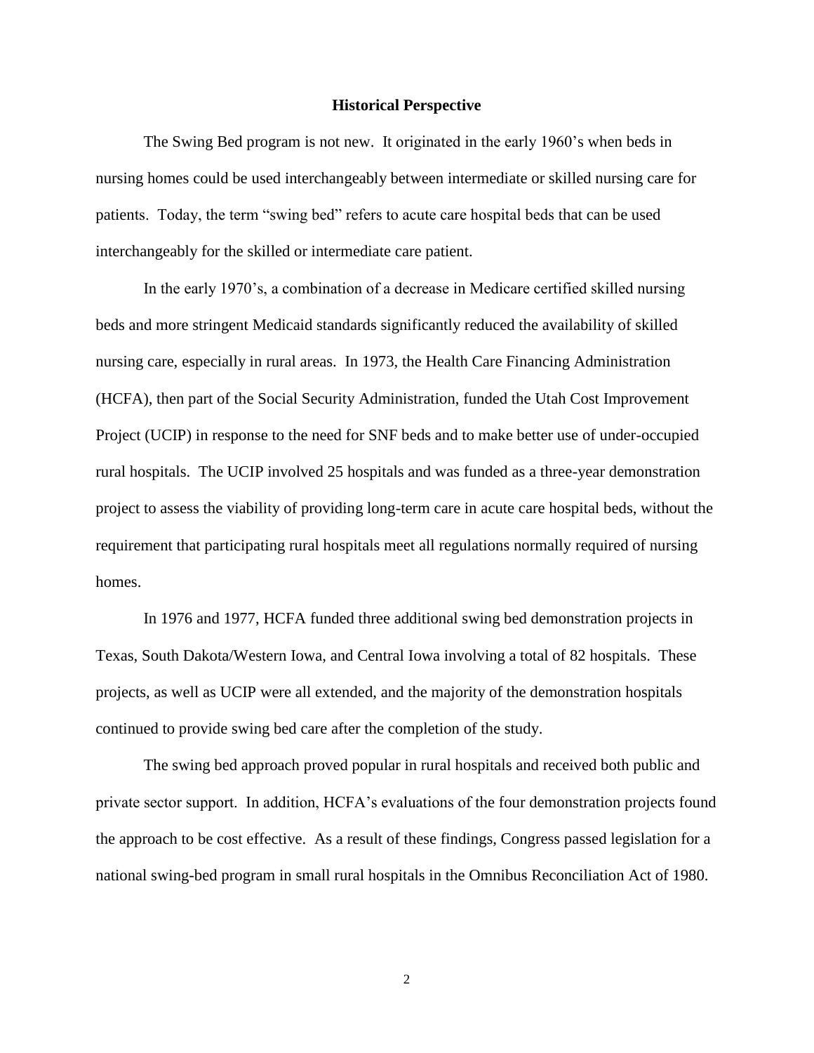## Historical Perspective

The Swing Bed program is not new. It originated in the early 1960's when beds in nursing homes could be used interchangeably between intermediate or skilled nursing care for patients. Today, the term "swing bed" refers to acute care hospital beds that can be used interchangeably for the skilled or intermediate care patient.

In the early 1970's, a combination of a decrease in Medicare certified skilled nursing beds and more stringent Medicaid standards significantly reduced the availability of skilled nursing care, especially in rural areas. In 1973, the Health Care Financing Administration (HCFA), then part of the Social Security Administration, funded the Utah Cost Improvement Project (UCIP) in response to the need for SNF beds and to make better use of under-occupied rural hospitals. The UCIP involved 25 hospitals and was funded as a three-year demonstration project to assess the viability of providing long-term care in acute care hospital beds, without the requirement that participating rural hospitals meet all regulations normally required of nursing homes.

In 1976 and 1977, HCFA funded three additional swing bed demonstration projects in Texas, South Dakota/Western Iowa, and Central Iowa involving a total of 82 hospitals. These projects, as well as UCIP were all extended, and the majority of the demonstration hospitals continued to provide swing bed care after the completion of the study.

The swing bed approach proved popular in rural hospitals and received both public and private sector support. In addition, HCFA's evaluations of the four demonstration projects found the approach to be cost effective. As a result of these findings, Congress passed legislation for a national swing-bed program in small rural hospitals in the Omnibus Reconciliation Act of 1980.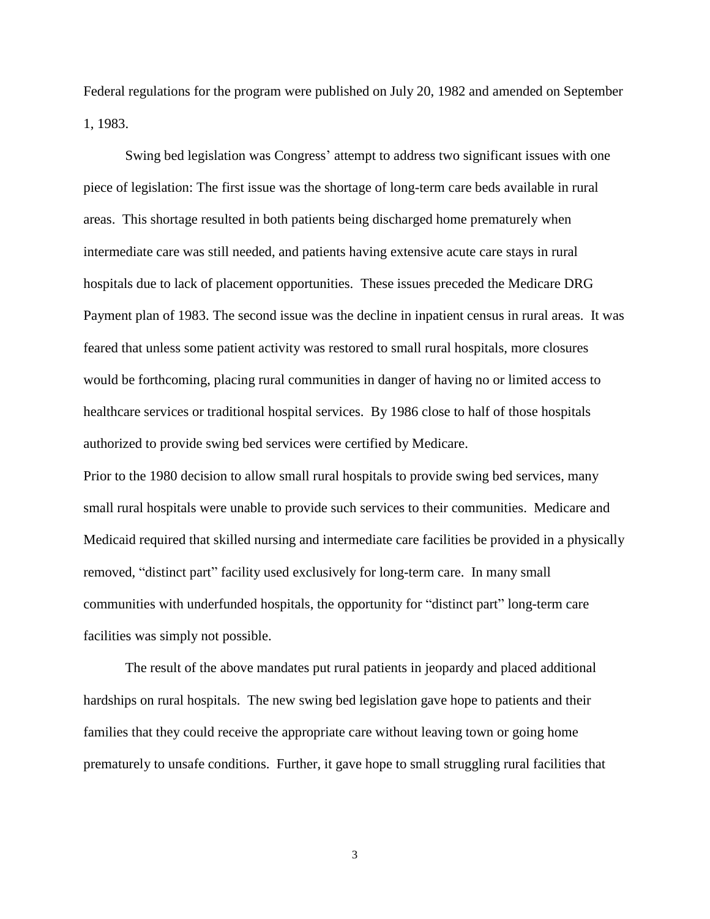Federal regulations for the program were published on July 20, 1982 and amended on September 1, 1983.

Swing bed legislation was Congress' attempt to address two significant issues with one piece of legislation: The first issue was the shortage of long-term care beds available in rural areas. This shortage resulted in both patients being discharged home prematurely when intermediate care was still needed, and patients having extensive acute care stays in rural hospitals due to lack of placement opportunities. These issues preceded the Medicare DRG Payment plan of 1983. The second issue was the decline in inpatient census in rural areas. It was feared that unless some patient activity was restored to small rural hospitals, more closures would be forthcoming, placing rural communities in danger of having no or limited access to healthcare services or traditional hospital services. By 1986 close to half of those hospitals authorized to provide swing bed services were certified by Medicare.

Prior to the 1980 decision to allow small rural hospitals to provide swing bed services, many small rural hospitals were unable to provide such services to their communities. Medicare and Medicaid required that skilled nursing and intermediate care facilities be provided in a physically removed, "distinct part" facility used exclusively for long-term care. In many small communities with underfunded hospitals, the opportunity for "distinct part" long-term care facilities was simply not possible.

The result of the above mandates put rural patients in jeopardy and placed additional hardships on rural hospitals. The new swing bed legislation gave hope to patients and their families that they could receive the appropriate care without leaving town or going home prematurely to unsafe conditions. Further, it gave hope to small struggling rural facilities that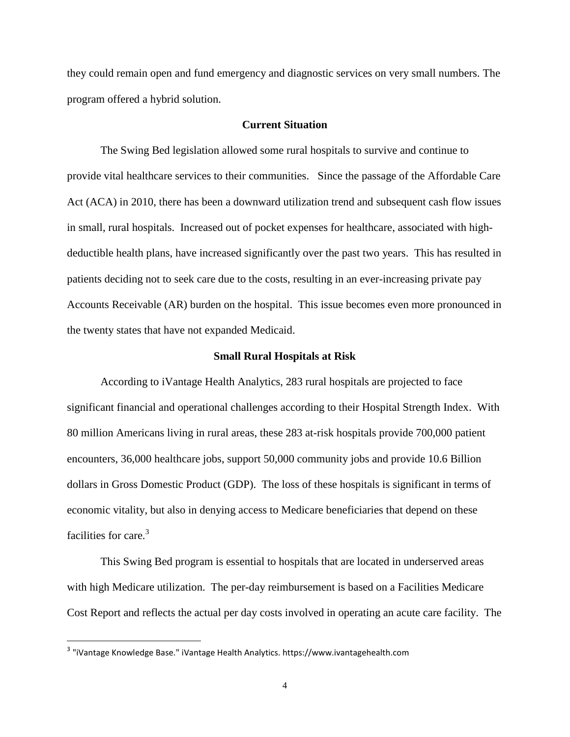they could remain open and fund emergency and diagnostic services on very small numbers. The program offered a hybrid solution.

## Current Situation

The Swing Bed legislation allowed some rural hospitals to survive and continue to provide vital healthcare services to their communities. Since the passage of the Affordable Care Act (ACA) in 2010, there has been a downward utilization trend and subsequent cash flow issues in small, rural hospitals. Increased out of pocket expenses for healthcare, associated with high-deductible health plans, have increased significantly over the past two years. This has resulted in patients deciding not to seek care due to the costs, resulting in an ever-increasing private pay Accounts Receivable (AR) burden on the hospital. This issue becomes even more pronounced in the twenty states that have not expanded Medicaid.

## Small Rural Hospitals at Risk

According to iVantage Health Analytics, 283 rural hospitals are projected to face significant financial and operational challenges according to their Hospital Strength Index. With 80 million Americans living in rural areas, these 283 at-risk hospitals provide 700,000 patient encounters, 36,000 healthcare jobs, support 50,000 community jobs and provide 10.6 Billion dollars in Gross Domestic Product (GDP). The loss of these hospitals is significant in terms of economic vitality, but also in denying access to Medicare beneficiaries that depend on these facilities for care.[3]

This Swing Bed program is essential to hospitals that are located in underserved areas with high Medicare utilization. The per-day reimbursement is based on a Facilities Medicare Cost Report and reflects the actual per day costs involved in operating an acute care facility. The

---

[3] "iVantage Knowledge Base." iVantage Health Analytics. https://www.ivantagehealth.com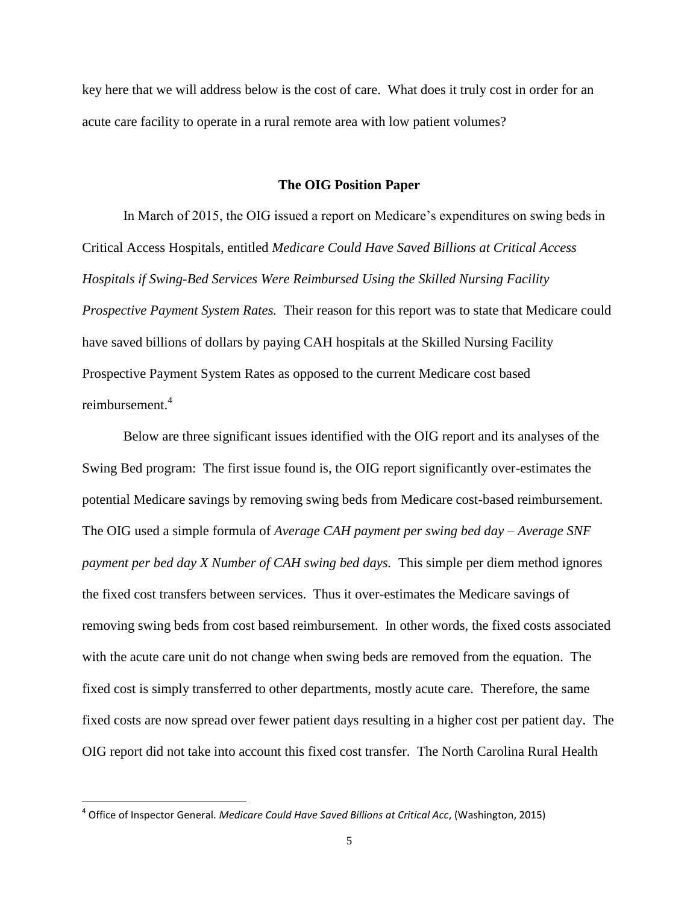key here that we will address below is the cost of care. What does it truly cost in order for an acute care facility to operate in a rural remote area with low patient volumes?

### The OIG Position Paper

In March of 2015, the OIG issued a report on Medicare's expenditures on swing beds in Critical Access Hospitals, entitled *Medicare Could Have Saved Billions at Critical Access Hospitals if Swing-Bed Services Were Reimbursed Using the Skilled Nursing Facility Prospective Payment System Rates.* Their reason for this report was to state that Medicare could have saved billions of dollars by paying CAH hospitals at the Skilled Nursing Facility Prospective Payment System Rates as opposed to the current Medicare cost based reimbursement.[4]

Below are three significant issues identified with the OIG report and its analyses of the Swing Bed program: The first issue found is, the OIG report significantly over-estimates the potential Medicare savings by removing swing beds from Medicare cost-based reimbursement. The OIG used a simple formula of *Average CAH payment per swing bed day – Average SNF payment per bed day X Number of CAH swing bed days.* This simple per diem method ignores the fixed cost transfers between services. Thus it over-estimates the Medicare savings of removing swing beds from cost based reimbursement. In other words, the fixed costs associated with the acute care unit do not change when swing beds are removed from the equation. The fixed cost is simply transferred to other departments, mostly acute care. Therefore, the same fixed costs are now spread over fewer patient days resulting in a higher cost per patient day. The OIG report did not take into account this fixed cost transfer. The North Carolina Rural Health

[4] Office of Inspector General. *Medicare Could Have Saved Billions at Critical Acc*, (Washington, 2015)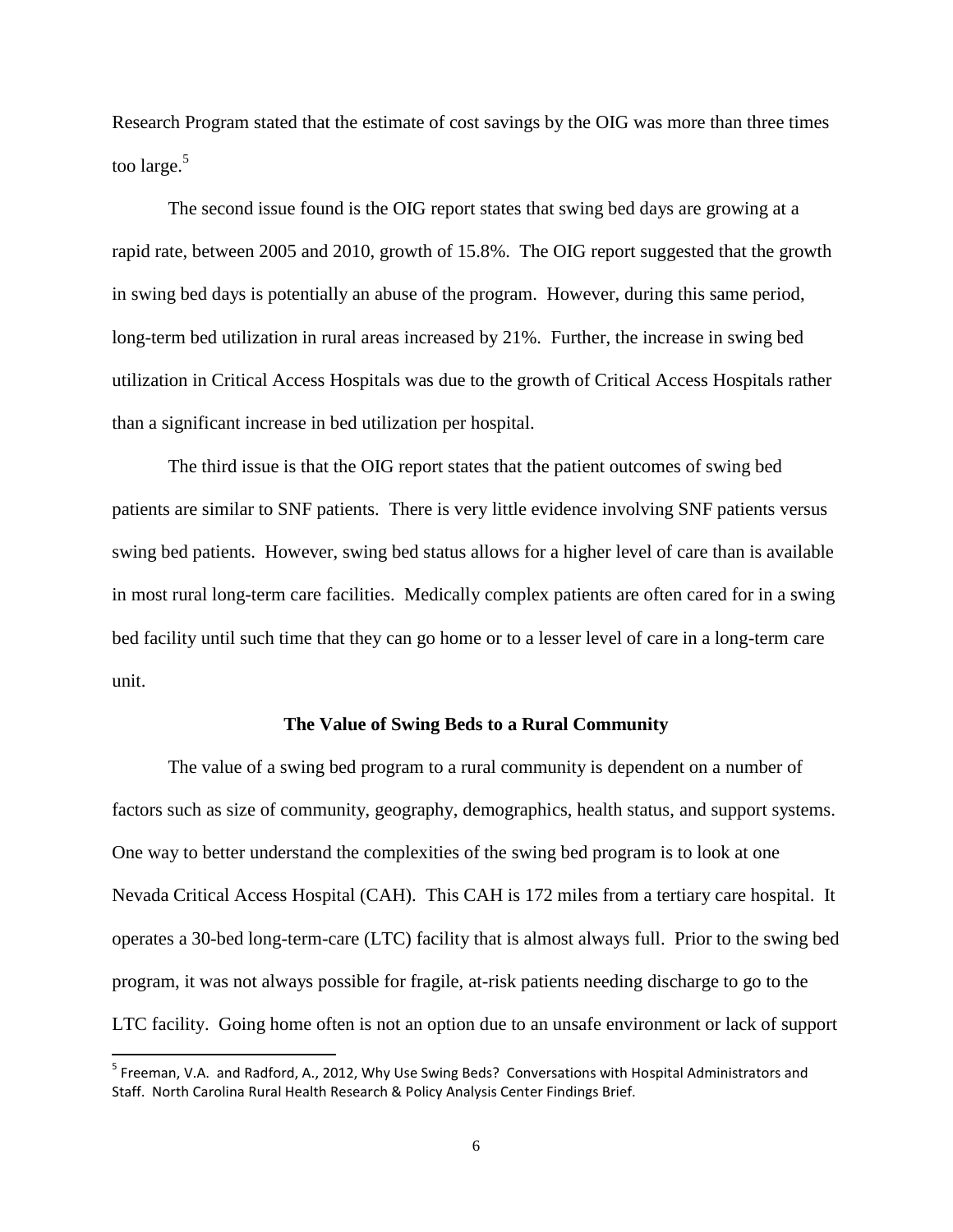Research Program stated that the estimate of cost savings by the OIG was more than three times too large.[5]

The second issue found is the OIG report states that swing bed days are growing at a rapid rate, between 2005 and 2010, growth of 15.8%. The OIG report suggested that the growth in swing bed days is potentially an abuse of the program. However, during this same period, long-term bed utilization in rural areas increased by 21%. Further, the increase in swing bed utilization in Critical Access Hospitals was due to the growth of Critical Access Hospitals rather than a significant increase in bed utilization per hospital.

The third issue is that the OIG report states that the patient outcomes of swing bed patients are similar to SNF patients. There is very little evidence involving SNF patients versus swing bed patients. However, swing bed status allows for a higher level of care than is available in most rural long-term care facilities. Medically complex patients are often cared for in a swing bed facility until such time that they can go home or to a lesser level of care in a long-term care unit.

## The Value of Swing Beds to a Rural Community

The value of a swing bed program to a rural community is dependent on a number of factors such as size of community, geography, demographics, health status, and support systems. One way to better understand the complexities of the swing bed program is to look at one Nevada Critical Access Hospital (CAH). This CAH is 172 miles from a tertiary care hospital. It operates a 30-bed long-term-care (LTC) facility that is almost always full. Prior to the swing bed program, it was not always possible for fragile, at-risk patients needing discharge to go to the LTC facility. Going home often is not an option due to an unsafe environment or lack of support

---

[5] Freeman, V.A. and Radford, A., 2012, Why Use Swing Beds? Conversations with Hospital Administrators and Staff. North Carolina Rural Health Research & Policy Analysis Center Findings Brief.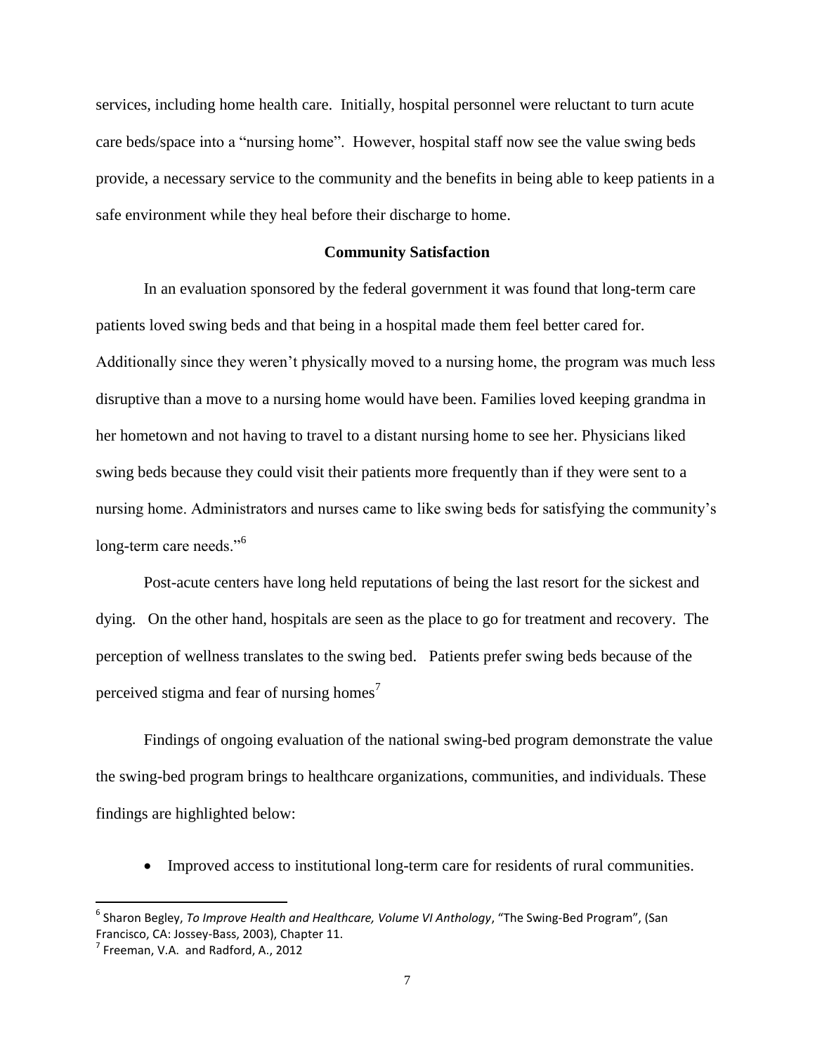services, including home health care. Initially, hospital personnel were reluctant to turn acute care beds/space into a “nursing home”. However, hospital staff now see the value swing beds provide, a necessary service to the community and the benefits in being able to keep patients in a safe environment while they heal before their discharge to home.

## Community Satisfaction

In an evaluation sponsored by the federal government it was found that long-term care patients loved swing beds and that being in a hospital made them feel better cared for. Additionally since they weren’t physically moved to a nursing home, the program was much less disruptive than a move to a nursing home would have been. Families loved keeping grandma in her hometown and not having to travel to a distant nursing home to see her. Physicians liked swing beds because they could visit their patients more frequently than if they were sent to a nursing home. Administrators and nurses came to like swing beds for satisfying the community’s long-term care needs.”[6]

Post-acute centers have long held reputations of being the last resort for the sickest and dying. On the other hand, hospitals are seen as the place to go for treatment and recovery. The perception of wellness translates to the swing bed. Patients prefer swing beds because of the perceived stigma and fear of nursing homes[7]

Findings of ongoing evaluation of the national swing-bed program demonstrate the value the swing-bed program brings to healthcare organizations, communities, and individuals. These findings are highlighted below:

- Improved access to institutional long-term care for residents of rural communities.

---

[6] Sharon Begley, *To Improve Health and Healthcare, Volume VI Anthology*, “The Swing-Bed Program”, (San Francisco, CA: Jossey-Bass, 2003), Chapter 11.

[7] Freeman, V.A. and Radford, A., 2012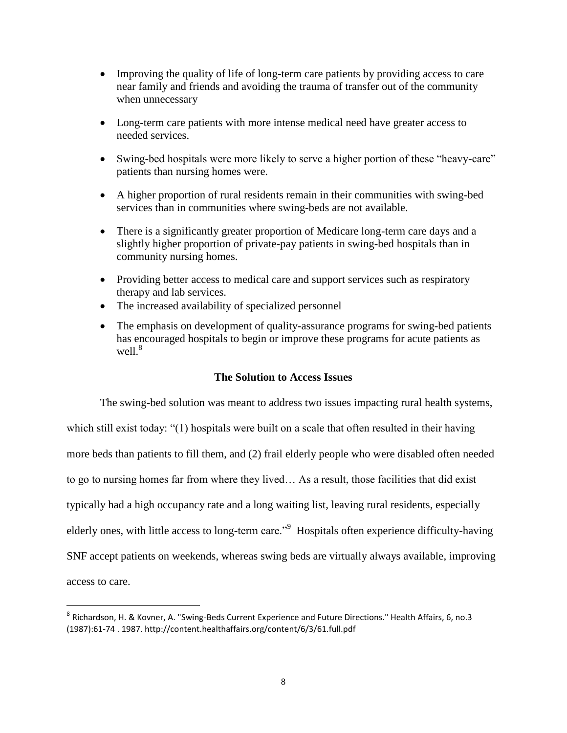- Improving the quality of life of long-term care patients by providing access to care near family and friends and avoiding the trauma of transfer out of the community when unnecessary
- Long-term care patients with more intense medical need have greater access to needed services.
- Swing-bed hospitals were more likely to serve a higher portion of these "heavy-care" patients than nursing homes were.
- A higher proportion of rural residents remain in their communities with swing-bed services than in communities where swing-beds are not available.
- There is a significantly greater proportion of Medicare long-term care days and a slightly higher proportion of private-pay patients in swing-bed hospitals than in community nursing homes.
- Providing better access to medical care and support services such as respiratory therapy and lab services.
- The increased availability of specialized personnel
- The emphasis on development of quality-assurance programs for swing-bed patients has encouraged hospitals to begin or improve these programs for acute patients as well.[8]

### The Solution to Access Issues

The swing-bed solution was meant to address two issues impacting rural health systems, which still exist today: "(1) hospitals were built on a scale that often resulted in their having more beds than patients to fill them, and (2) frail elderly people who were disabled often needed to go to nursing homes far from where they lived… As a result, those facilities that did exist typically had a high occupancy rate and a long waiting list, leaving rural residents, especially elderly ones, with little access to long-term care."[9] Hospitals often experience difficulty-having SNF accept patients on weekends, whereas swing beds are virtually always available, improving access to care.

[8] Richardson, H. & Kovner, A. "Swing-Beds Current Experience and Future Directions." Health Affairs, 6, no.3 (1987):61-74 . 1987. http://content.healthaffairs.org/content/6/3/61.full.pdf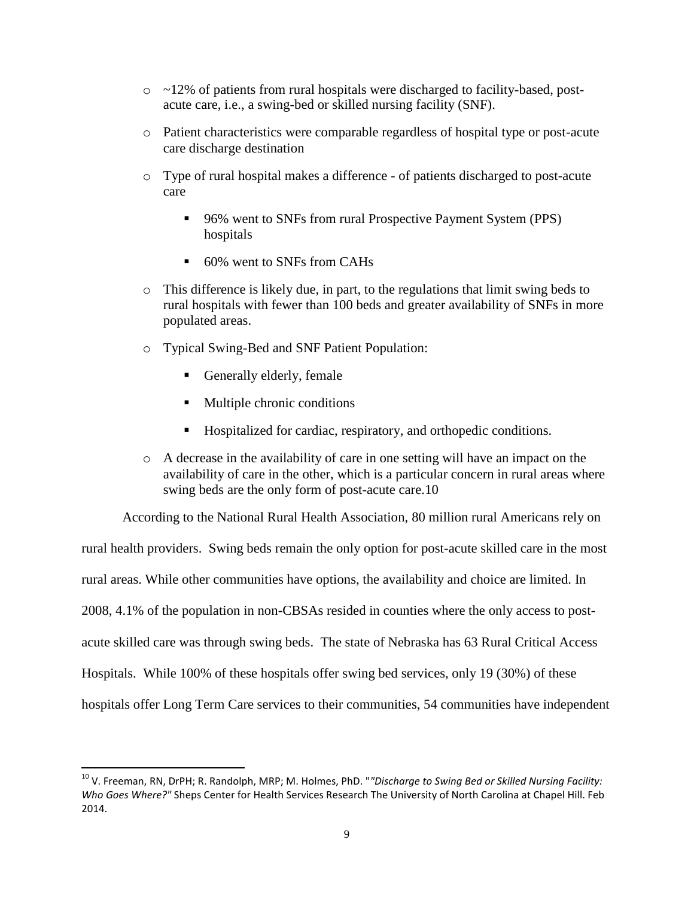- ~12% of patients from rural hospitals were discharged to facility-based, post-acute care, i.e., a swing-bed or skilled nursing facility (SNF).
- Patient characteristics were comparable regardless of hospital type or post-acute care discharge destination
- Type of rural hospital makes a difference - of patients discharged to post-acute care
  - 96% went to SNFs from rural Prospective Payment System (PPS) hospitals
  - 60% went to SNFs from CAHs
- This difference is likely due, in part, to the regulations that limit swing beds to rural hospitals with fewer than 100 beds and greater availability of SNFs in more populated areas.
- Typical Swing-Bed and SNF Patient Population:
  - Generally elderly, female
  - Multiple chronic conditions
  - Hospitalized for cardiac, respiratory, and orthopedic conditions.
- A decrease in the availability of care in one setting will have an impact on the availability of care in the other, which is a particular concern in rural areas where swing beds are the only form of post-acute care.[10]

According to the National Rural Health Association, 80 million rural Americans rely on rural health providers. Swing beds remain the only option for post-acute skilled care in the most rural areas. While other communities have options, the availability and choice are limited. In 2008, 4.1% of the population in non-CBSAs resided in counties where the only access to post-acute skilled care was through swing beds. The state of Nebraska has 63 Rural Critical Access Hospitals. While 100% of these hospitals offer swing bed services, only 19 (30%) of these hospitals offer Long Term Care services to their communities, 54 communities have independent

[10] V. Freeman, RN, DrPH; R. Randolph, MRP; M. Holmes, PhD. "*"Discharge to Swing Bed or Skilled Nursing Facility: Who Goes Where?"*" Sheps Center for Health Services Research The University of North Carolina at Chapel Hill. Feb 2014.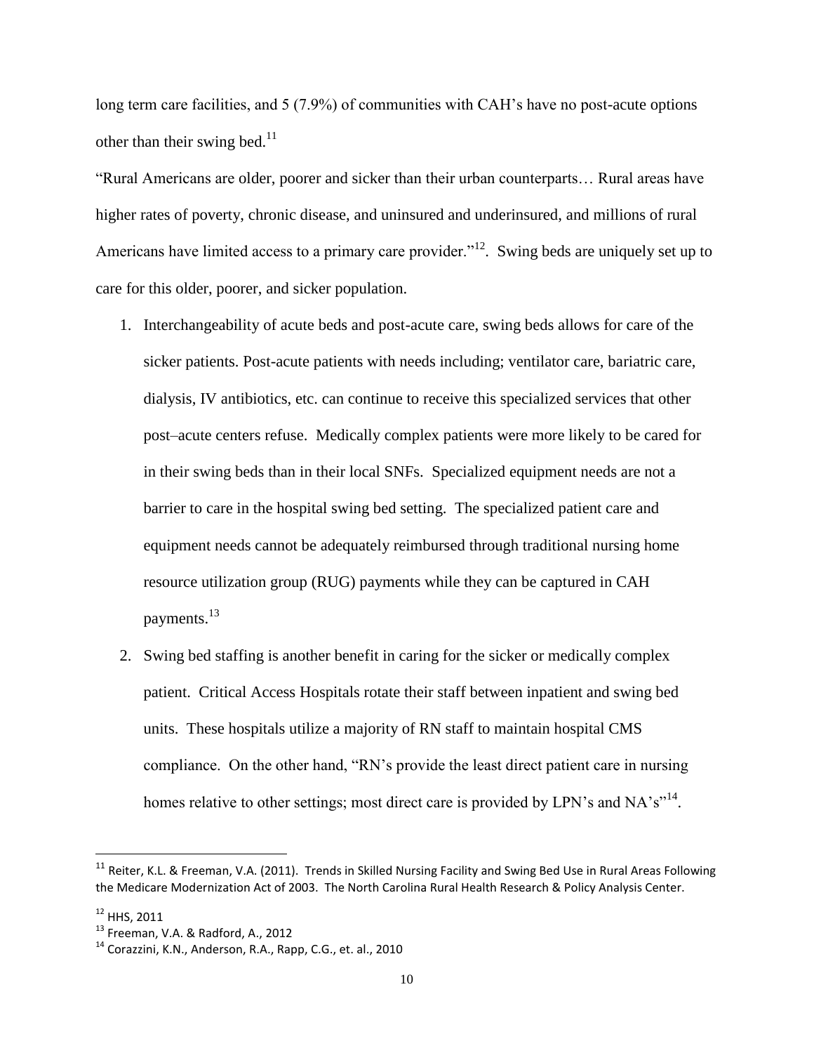long term care facilities, and 5 (7.9%) of communities with CAH's have no post-acute options other than their swing bed.[11]

"Rural Americans are older, poorer and sicker than their urban counterparts… Rural areas have higher rates of poverty, chronic disease, and uninsured and underinsured, and millions of rural Americans have limited access to a primary care provider."[12]. Swing beds are uniquely set up to care for this older, poorer, and sicker population.

1. Interchangeability of acute beds and post-acute care, swing beds allows for care of the sicker patients. Post-acute patients with needs including; ventilator care, bariatric care, dialysis, IV antibiotics, etc. can continue to receive this specialized services that other post–acute centers refuse. Medically complex patients were more likely to be cared for in their swing beds than in their local SNFs. Specialized equipment needs are not a barrier to care in the hospital swing bed setting. The specialized patient care and equipment needs cannot be adequately reimbursed through traditional nursing home resource utilization group (RUG) payments while they can be captured in CAH payments.[13]
2. Swing bed staffing is another benefit in caring for the sicker or medically complex patient. Critical Access Hospitals rotate their staff between inpatient and swing bed units. These hospitals utilize a majority of RN staff to maintain hospital CMS compliance. On the other hand, "RN's provide the least direct patient care in nursing homes relative to other settings; most direct care is provided by LPN's and NA's"[14].

---

[11] Reiter, K.L. & Freeman, V.A. (2011). Trends in Skilled Nursing Facility and Swing Bed Use in Rural Areas Following the Medicare Modernization Act of 2003. The North Carolina Rural Health Research & Policy Analysis Center.

[12] HHS, 2011

[13] Freeman, V.A. & Radford, A., 2012

[14] Corazzini, K.N., Anderson, R.A., Rapp, C.G., et. al., 2010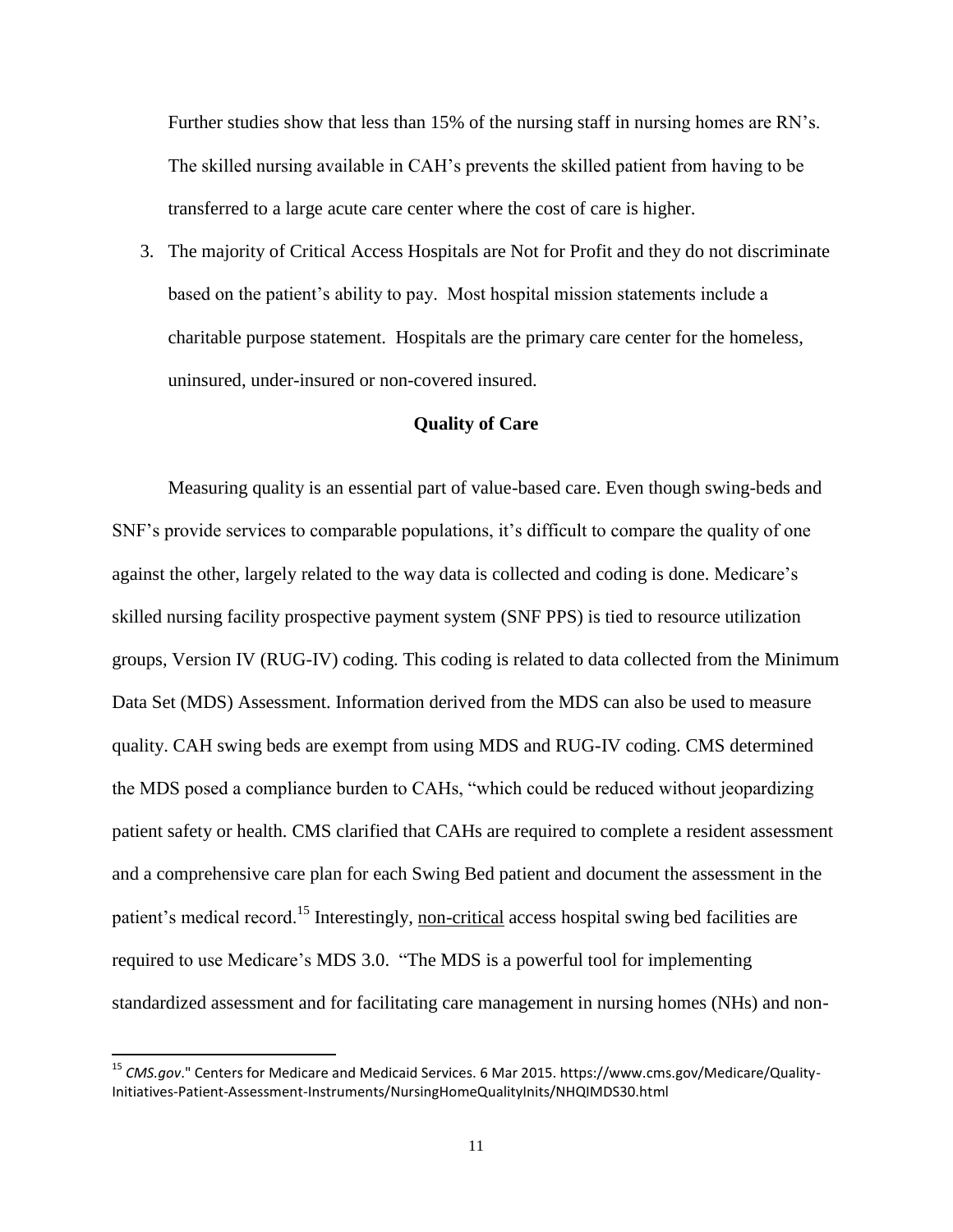Further studies show that less than 15% of the nursing staff in nursing homes are RN's. The skilled nursing available in CAH's prevents the skilled patient from having to be transferred to a large acute care center where the cost of care is higher.

3. The majority of Critical Access Hospitals are Not for Profit and they do not discriminate based on the patient's ability to pay. Most hospital mission statements include a charitable purpose statement. Hospitals are the primary care center for the homeless, uninsured, under-insured or non-covered insured.

**Quality of Care**

Measuring quality is an essential part of value-based care. Even though swing-beds and SNF's provide services to comparable populations, it's difficult to compare the quality of one against the other, largely related to the way data is collected and coding is done. Medicare's skilled nursing facility prospective payment system (SNF PPS) is tied to resource utilization groups, Version IV (RUG-IV) coding. This coding is related to data collected from the Minimum Data Set (MDS) Assessment. Information derived from the MDS can also be used to measure quality. CAH swing beds are exempt from using MDS and RUG-IV coding. CMS determined the MDS posed a compliance burden to CAHs, "which could be reduced without jeopardizing patient safety or health. CMS clarified that CAHs are required to complete a resident assessment and a comprehensive care plan for each Swing Bed patient and document the assessment in the patient's medical record.[15] Interestingly, <u>non-critical</u> access hospital swing bed facilities are required to use Medicare's MDS 3.0. "The MDS is a powerful tool for implementing standardized assessment and for facilitating care management in nursing homes (NHs) and non-

---

[15] *CMS.gov*." Centers for Medicare and Medicaid Services. 6 Mar 2015. https://www.cms.gov/Medicare/Quality-Initiatives-Patient-Assessment-Instruments/NursingHomeQualityInits/NHQIMDS30.html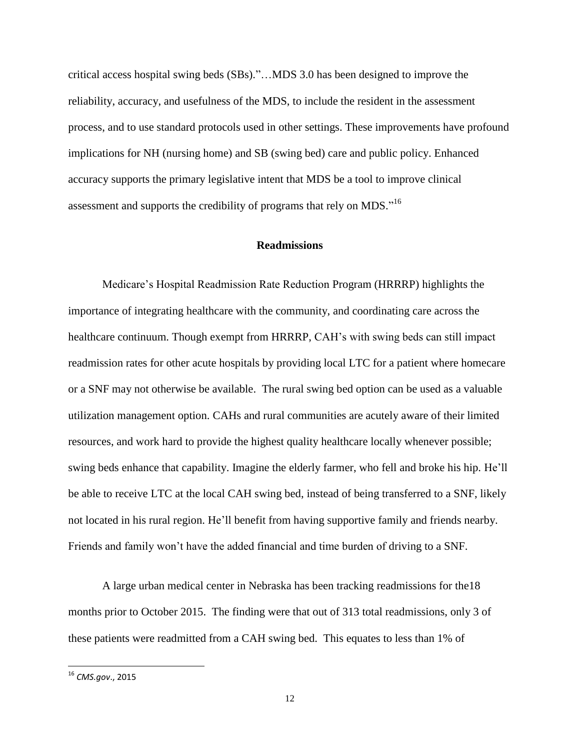critical access hospital swing beds (SBs)."…MDS 3.0 has been designed to improve the reliability, accuracy, and usefulness of the MDS, to include the resident in the assessment process, and to use standard protocols used in other settings. These improvements have profound implications for NH (nursing home) and SB (swing bed) care and public policy. Enhanced accuracy supports the primary legislative intent that MDS be a tool to improve clinical assessment and supports the credibility of programs that rely on MDS."[16]

## Readmissions

Medicare's Hospital Readmission Rate Reduction Program (HRRRP) highlights the importance of integrating healthcare with the community, and coordinating care across the healthcare continuum. Though exempt from HRRRP, CAH's with swing beds can still impact readmission rates for other acute hospitals by providing local LTC for a patient where homecare or a SNF may not otherwise be available. The rural swing bed option can be used as a valuable utilization management option. CAHs and rural communities are acutely aware of their limited resources, and work hard to provide the highest quality healthcare locally whenever possible; swing beds enhance that capability. Imagine the elderly farmer, who fell and broke his hip. He'll be able to receive LTC at the local CAH swing bed, instead of being transferred to a SNF, likely not located in his rural region. He'll benefit from having supportive family and friends nearby. Friends and family won't have the added financial and time burden of driving to a SNF.

A large urban medical center in Nebraska has been tracking readmissions for the18 months prior to October 2015. The finding were that out of 313 total readmissions, only 3 of these patients were readmitted from a CAH swing bed. This equates to less than 1% of

[16] *CMS.gov*., 2015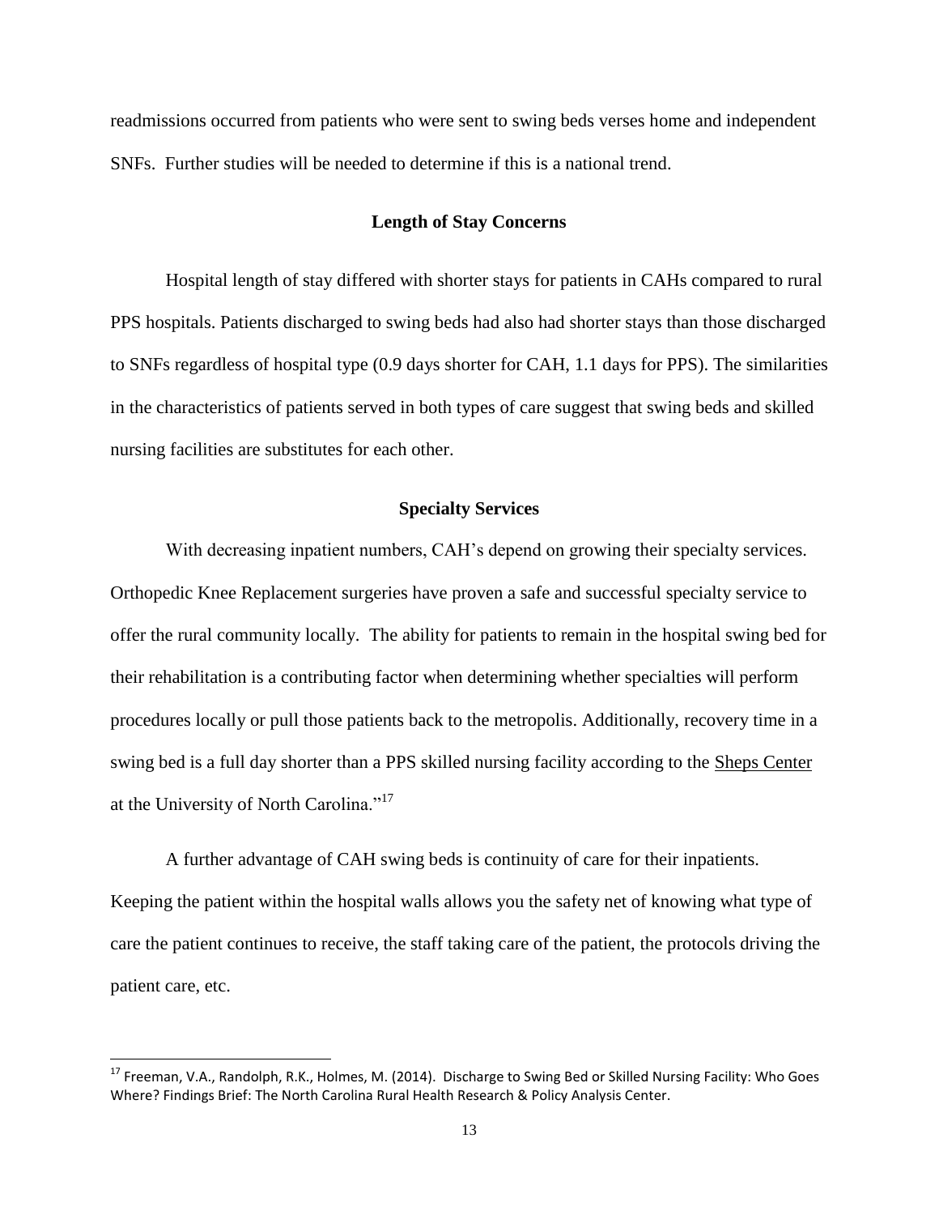readmissions occurred from patients who were sent to swing beds verses home and independent SNFs. Further studies will be needed to determine if this is a national trend.

## Length of Stay Concerns

Hospital length of stay differed with shorter stays for patients in CAHs compared to rural PPS hospitals. Patients discharged to swing beds had also had shorter stays than those discharged to SNFs regardless of hospital type (0.9 days shorter for CAH, 1.1 days for PPS). The similarities in the characteristics of patients served in both types of care suggest that swing beds and skilled nursing facilities are substitutes for each other.

## Specialty Services

With decreasing inpatient numbers, CAH's depend on growing their specialty services. Orthopedic Knee Replacement surgeries have proven a safe and successful specialty service to offer the rural community locally. The ability for patients to remain in the hospital swing bed for their rehabilitation is a contributing factor when determining whether specialties will perform procedures locally or pull those patients back to the metropolis. Additionally, recovery time in a swing bed is a full day shorter than a PPS skilled nursing facility according to the Sheps Center at the University of North Carolina."[17]

A further advantage of CAH swing beds is continuity of care for their inpatients. Keeping the patient within the hospital walls allows you the safety net of knowing what type of care the patient continues to receive, the staff taking care of the patient, the protocols driving the patient care, etc.

---

[17] Freeman, V.A., Randolph, R.K., Holmes, M. (2014). Discharge to Swing Bed or Skilled Nursing Facility: Who Goes Where? Findings Brief: The North Carolina Rural Health Research & Policy Analysis Center.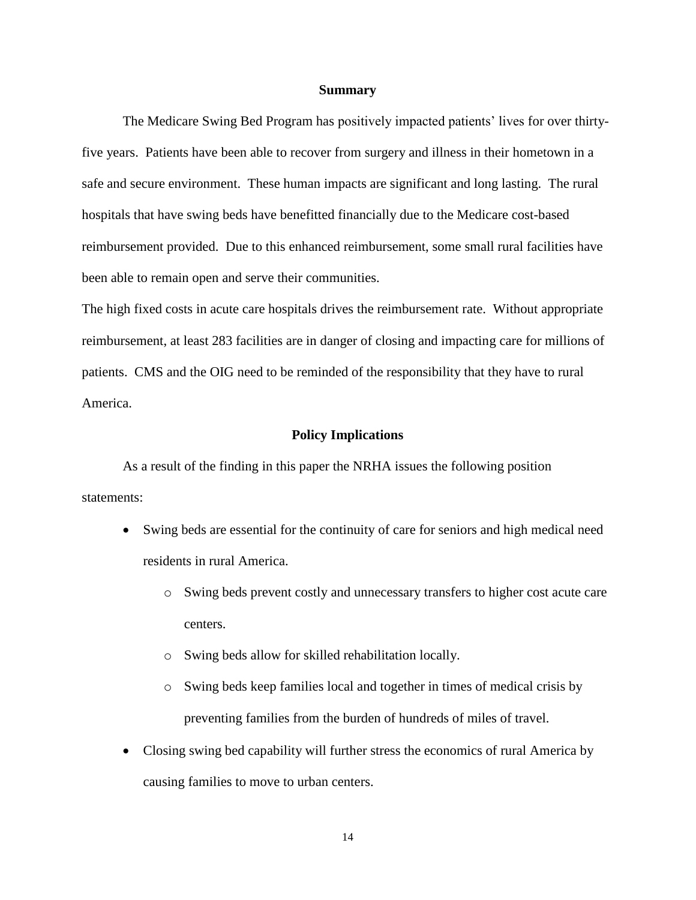## Summary

The Medicare Swing Bed Program has positively impacted patients' lives for over thirty-five years. Patients have been able to recover from surgery and illness in their hometown in a safe and secure environment. These human impacts are significant and long lasting. The rural hospitals that have swing beds have benefitted financially due to the Medicare cost-based reimbursement provided. Due to this enhanced reimbursement, some small rural facilities have been able to remain open and serve their communities.

The high fixed costs in acute care hospitals drives the reimbursement rate. Without appropriate reimbursement, at least 283 facilities are in danger of closing and impacting care for millions of patients. CMS and the OIG need to be reminded of the responsibility that they have to rural America.

## Policy Implications

As a result of the finding in this paper the NRHA issues the following position statements:

- Swing beds are essential for the continuity of care for seniors and high medical need residents in rural America.
  - Swing beds prevent costly and unnecessary transfers to higher cost acute care centers.
  - Swing beds allow for skilled rehabilitation locally.
  - Swing beds keep families local and together in times of medical crisis by preventing families from the burden of hundreds of miles of travel.
- Closing swing bed capability will further stress the economics of rural America by causing families to move to urban centers.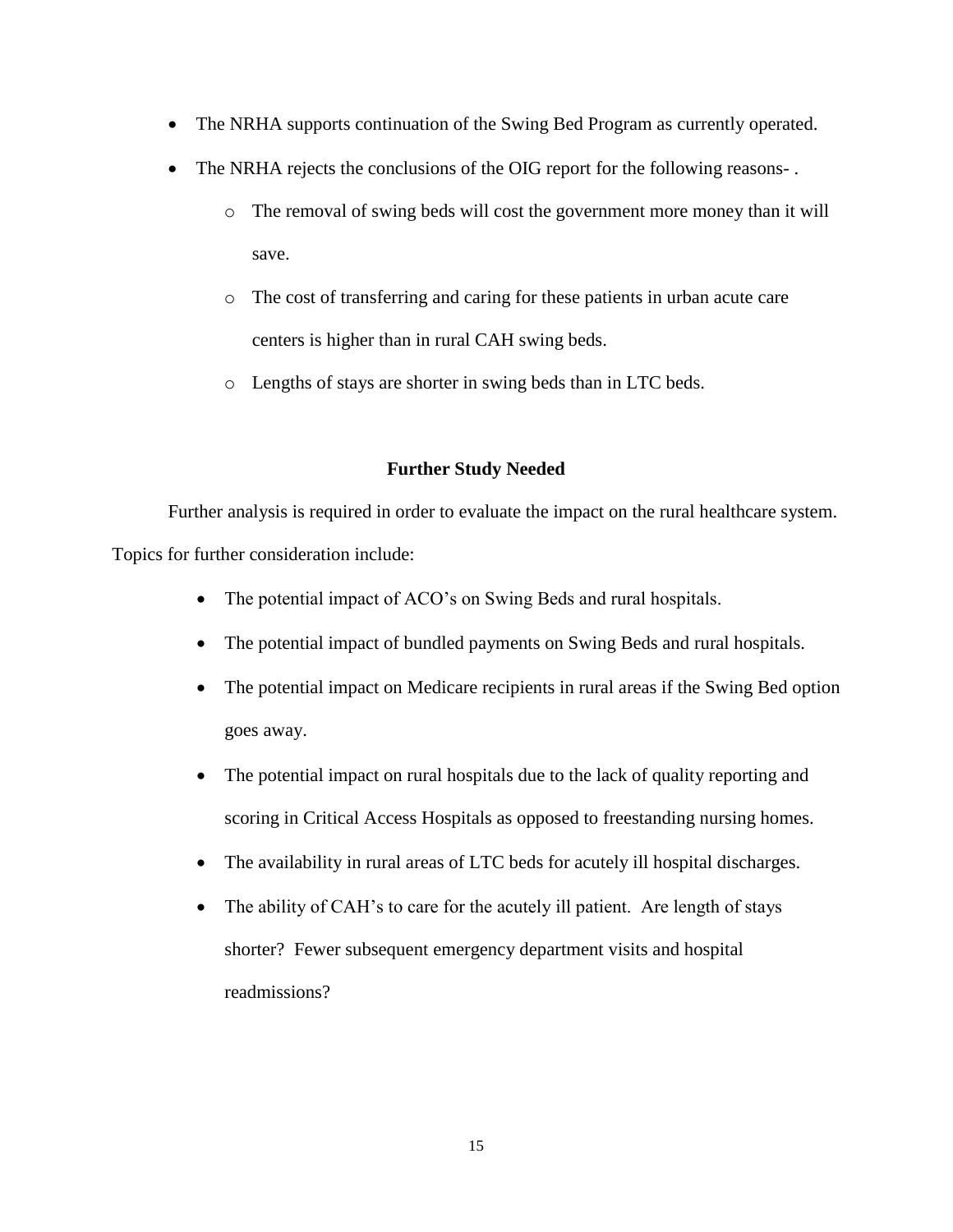- The NRHA supports continuation of the Swing Bed Program as currently operated.
- The NRHA rejects the conclusions of the OIG report for the following reasons- .
  - The removal of swing beds will cost the government more money than it will save.
  - The cost of transferring and caring for these patients in urban acute care centers is higher than in rural CAH swing beds.
  - Lengths of stays are shorter in swing beds than in LTC beds.

## Further Study Needed

Further analysis is required in order to evaluate the impact on the rural healthcare system. Topics for further consideration include:

- The potential impact of ACO's on Swing Beds and rural hospitals.
- The potential impact of bundled payments on Swing Beds and rural hospitals.
- The potential impact on Medicare recipients in rural areas if the Swing Bed option goes away.
- The potential impact on rural hospitals due to the lack of quality reporting and scoring in Critical Access Hospitals as opposed to freestanding nursing homes.
- The availability in rural areas of LTC beds for acutely ill hospital discharges.
- The ability of CAH's to care for the acutely ill patient. Are length of stays shorter? Fewer subsequent emergency department visits and hospital readmissions?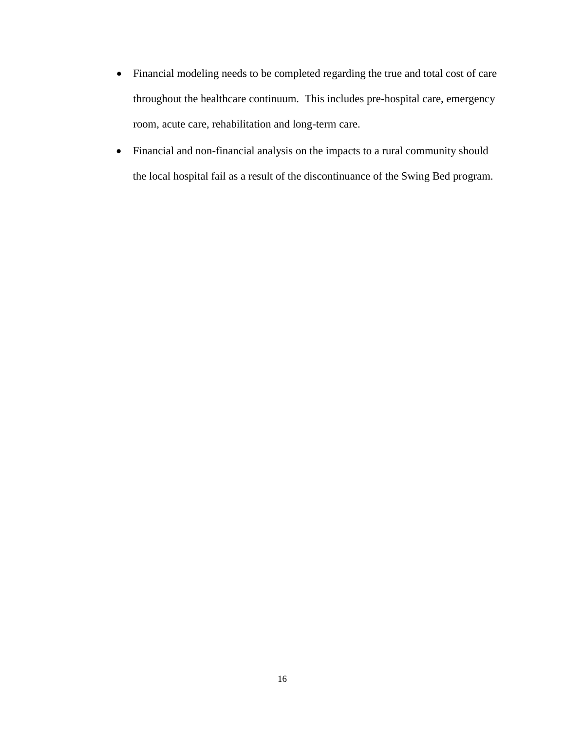- Financial modeling needs to be completed regarding the true and total cost of care throughout the healthcare continuum. This includes pre-hospital care, emergency room, acute care, rehabilitation and long-term care.
- Financial and non-financial analysis on the impacts to a rural community should the local hospital fail as a result of the discontinuance of the Swing Bed program.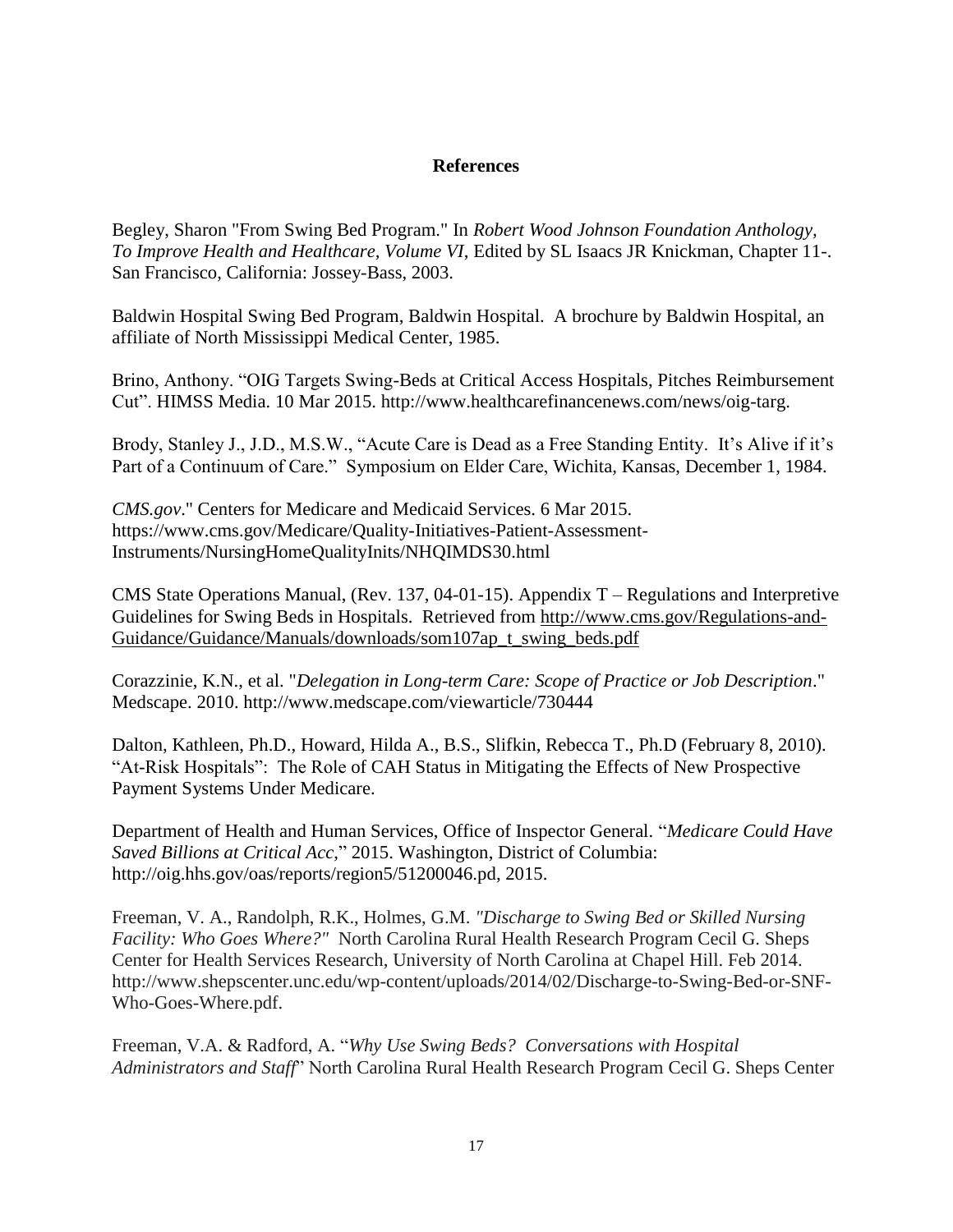## References

Begley, Sharon "From Swing Bed Program." In *Robert Wood Johnson Foundation Anthology, To Improve Health and Healthcare, Volume VI*, Edited by SL Isaacs JR Knickman, Chapter 11-. San Francisco, California: Jossey-Bass, 2003.

Baldwin Hospital Swing Bed Program, Baldwin Hospital. A brochure by Baldwin Hospital, an affiliate of North Mississippi Medical Center, 1985.

Brino, Anthony. "OIG Targets Swing-Beds at Critical Access Hospitals, Pitches Reimbursement Cut". HIMSS Media. 10 Mar 2015. http://www.healthcarefinancenews.com/news/oig-targ.

Brody, Stanley J., J.D., M.S.W., "Acute Care is Dead as a Free Standing Entity. It's Alive if it's Part of a Continuum of Care." Symposium on Elder Care, Wichita, Kansas, December 1, 1984.

*CMS.gov*." Centers for Medicare and Medicaid Services. 6 Mar 2015. https://www.cms.gov/Medicare/Quality-Initiatives-Patient-Assessment-Instruments/NursingHomeQualityInits/NHQIMDS30.html

CMS State Operations Manual, (Rev. 137, 04-01-15). Appendix T – Regulations and Interpretive Guidelines for Swing Beds in Hospitals. Retrieved from http://www.cms.gov/Regulations-and-Guidance/Guidance/Manuals/downloads/som107ap_t_swing_beds.pdf

Corazzinie, K.N., et al. "*Delegation in Long-term Care: Scope of Practice or Job Description*." Medscape. 2010. http://www.medscape.com/viewarticle/730444

Dalton, Kathleen, Ph.D., Howard, Hilda A., B.S., Slifkin, Rebecca T., Ph.D (February 8, 2010). "At-Risk Hospitals": The Role of CAH Status in Mitigating the Effects of New Prospective Payment Systems Under Medicare.

Department of Health and Human Services, Office of Inspector General. "*Medicare Could Have Saved Billions at Critical Acc*," 2015. Washington, District of Columbia: http://oig.hhs.gov/oas/reports/region5/51200046.pd, 2015.

Freeman, V. A., Randolph, R.K., Holmes, G.M. *"Discharge to Swing Bed or Skilled Nursing Facility: Who Goes Where?"* North Carolina Rural Health Research Program Cecil G. Sheps Center for Health Services Research, University of North Carolina at Chapel Hill. Feb 2014. http://www.shepscenter.unc.edu/wp-content/uploads/2014/02/Discharge-to-Swing-Bed-or-SNF-Who-Goes-Where.pdf.

Freeman, V.A. & Radford, A. "*Why Use Swing Beds? Conversations with Hospital Administrators and Staff*" North Carolina Rural Health Research Program Cecil G. Sheps Center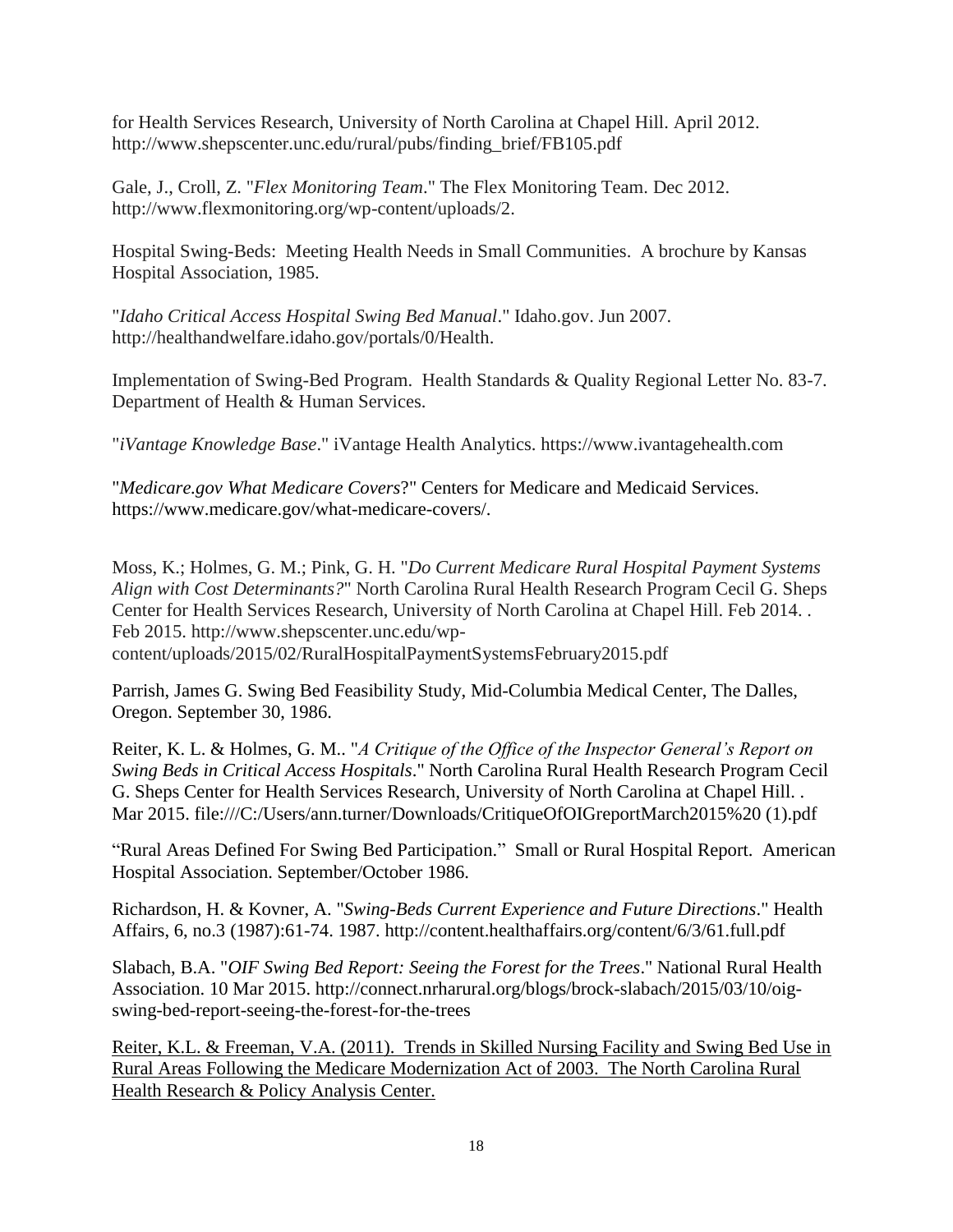for Health Services Research, University of North Carolina at Chapel Hill. April 2012. http://www.shepscenter.unc.edu/rural/pubs/finding_brief/FB105.pdf

Gale, J., Croll, Z. "*Flex Monitoring Team*." The Flex Monitoring Team. Dec 2012. http://www.flexmonitoring.org/wp-content/uploads/2.

Hospital Swing-Beds: Meeting Health Needs in Small Communities. A brochure by Kansas Hospital Association, 1985.

"*Idaho Critical Access Hospital Swing Bed Manual*." Idaho.gov. Jun 2007. http://healthandwelfare.idaho.gov/portals/0/Health.

Implementation of Swing-Bed Program. Health Standards & Quality Regional Letter No. 83-7. Department of Health & Human Services.

"*iVantage Knowledge Base*." iVantage Health Analytics. https://www.ivantagehealth.com

"*Medicare.gov What Medicare Covers*?" Centers for Medicare and Medicaid Services. https://www.medicare.gov/what-medicare-covers/.

Moss, K.; Holmes, G. M.; Pink, G. H. "*Do Current Medicare Rural Hospital Payment Systems Align with Cost Determinants?*" North Carolina Rural Health Research Program Cecil G. Sheps Center for Health Services Research, University of North Carolina at Chapel Hill. Feb 2014. . Feb 2015. http://www.shepscenter.unc.edu/wp-content/uploads/2015/02/RuralHospitalPaymentSystemsFebruary2015.pdf

Parrish, James G. Swing Bed Feasibility Study, Mid-Columbia Medical Center, The Dalles, Oregon. September 30, 1986.

Reiter, K. L. & Holmes, G. M.. "*A Critique of the Office of the Inspector General's Report on Swing Beds in Critical Access Hospitals*." North Carolina Rural Health Research Program Cecil G. Sheps Center for Health Services Research, University of North Carolina at Chapel Hill. . Mar 2015. file:///C:/Users/ann.turner/Downloads/CritiqueOfOIGreportMarch2015%20 (1).pdf

"Rural Areas Defined For Swing Bed Participation." Small or Rural Hospital Report. American Hospital Association. September/October 1986.

Richardson, H. & Kovner, A. "*Swing-Beds Current Experience and Future Directions*." Health Affairs, 6, no.3 (1987):61-74. 1987. http://content.healthaffairs.org/content/6/3/61.full.pdf

Slabach, B.A. "*OIF Swing Bed Report: Seeing the Forest for the Trees*." National Rural Health Association. 10 Mar 2015. http://connect.nrharural.org/blogs/brock-slabach/2015/03/10/oig-swing-bed-report-seeing-the-forest-for-the-trees

Reiter, K.L. & Freeman, V.A. (2011). Trends in Skilled Nursing Facility and Swing Bed Use in Rural Areas Following the Medicare Modernization Act of 2003. The North Carolina Rural Health Research & Policy Analysis Center.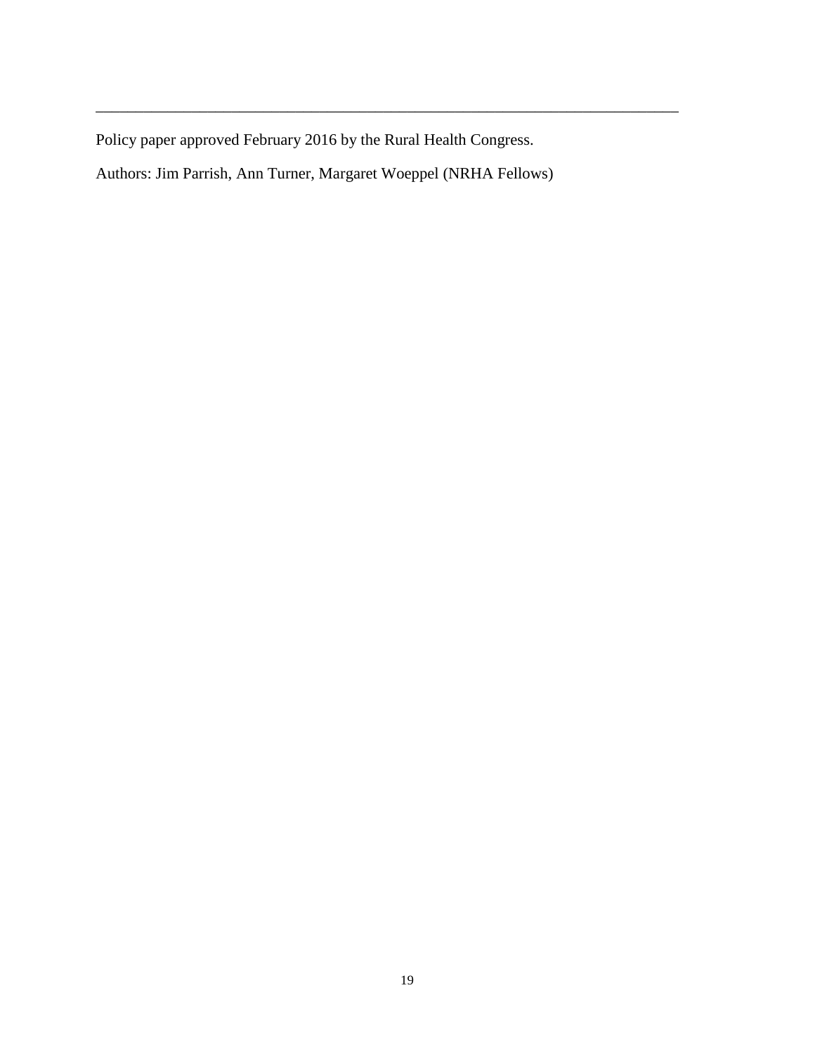---

Policy paper approved February 2016 by the Rural Health Congress.

Authors: Jim Parrish, Ann Turner, Margaret Woeppel (NRHA Fellows)